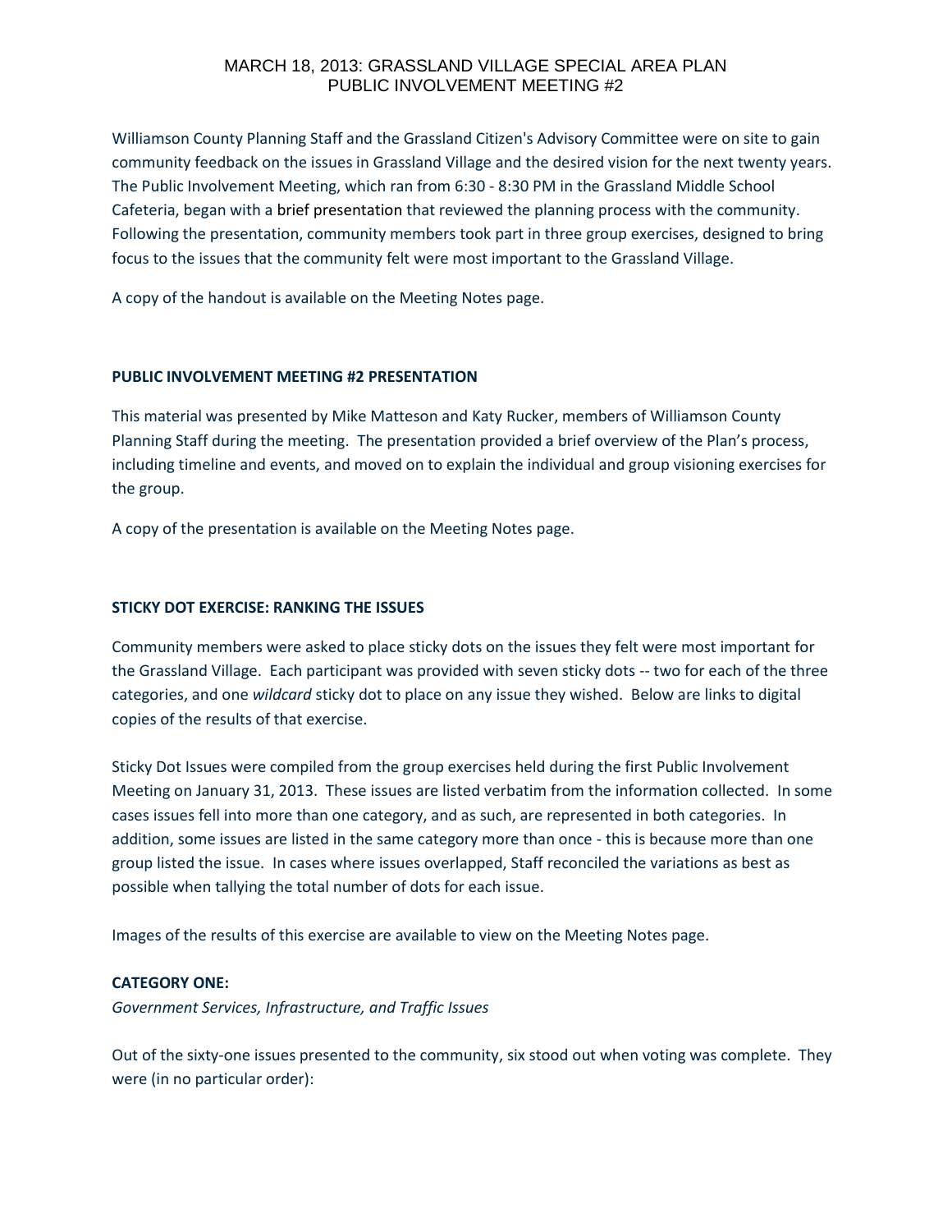# MARCH 18, 2013: GRASSLAND VILLAGE SPECIAL AREA PLAN PUBLIC INVOLVEMENT MEETING #2

Williamson County Planning Staff and the Grassland Citizen's Advisory Committee were on site to gain community feedback on the issues in Grassland Village and the desired vision for the next twenty years. The Public Involvement Meeting, which ran from 6:30 - 8:30 PM in the Grassland Middle School Cafeteria, began with a brief presentation that reviewed the planning process with the community. Following the presentation, community members took part in three group exercises, designed to bring focus to the issues that the community felt were most important to the Grassland Village.

A copy of the handout is available on the Meeting Notes page.

## PUBLIC INVOLVEMENT MEETING #2 PRESENTATION

This material was presented by Mike Matteson and Katy Rucker, members of Williamson County Planning Staff during the meeting. The presentation provided a brief overview of the Plan's process, including timeline and events, and moved on to explain the individual and group visioning exercises for the group.

A copy of the presentation is available on the Meeting Notes page.

## STICKY DOT EXERCISE: RANKING THE ISSUES

Community members were asked to place sticky dots on the issues they felt were most important for the Grassland Village. Each participant was provided with seven sticky dots -- two for each of the three categories, and one *wildcard* sticky dot to place on any issue they wished. Below are links to digital copies of the results of that exercise.

Sticky Dot Issues were compiled from the group exercises held during the first Public Involvement Meeting on January 31, 2013. These issues are listed verbatim from the information collected. In some cases issues fell into more than one category, and as such, are represented in both categories. In addition, some issues are listed in the same category more than once - this is because more than one group listed the issue. In cases where issues overlapped, Staff reconciled the variations as best as possible when tallying the total number of dots for each issue.

Images of the results of this exercise are available to view on the Meeting Notes page.

### CATEGORY ONE:

*Government Services, Infrastructure, and Traffic Issues*

Out of the sixty-one issues presented to the community, six stood out when voting was complete. They were (in no particular order):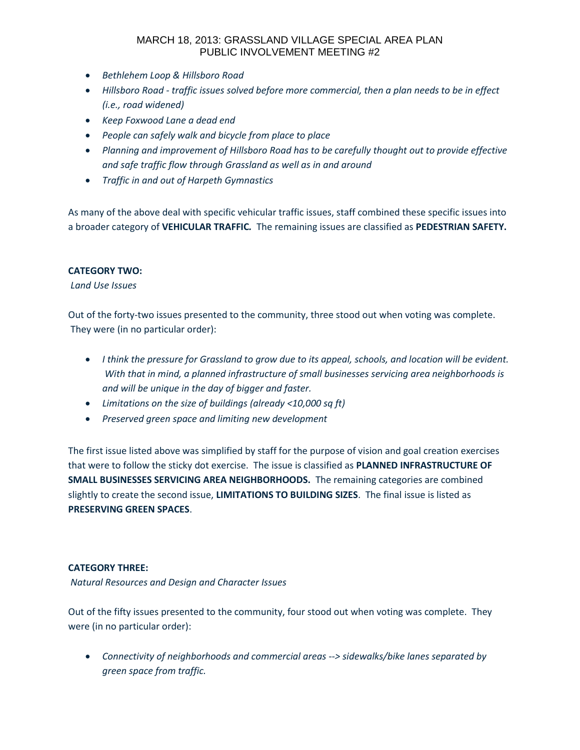- *Bethlehem Loop & Hillsboro Road*
- *Hillsboro Road - traffic issues solved before more commercial, then a plan needs to be in effect (i.e., road widened)*
- *Keep Foxwood Lane a dead end*
- *People can safely walk and bicycle from place to place*
- *Planning and improvement of Hillsboro Road has to be carefully thought out to provide effective and safe traffic flow through Grassland as well as in and around*
- *Traffic in and out of Harpeth Gymnastics*

As many of the above deal with specific vehicular traffic issues, staff combined these specific issues into a broader category of **VEHICULAR TRAFFIC.** The remaining issues are classified as **PEDESTRIAN SAFETY.**

**CATEGORY TWO:**

*Land Use Issues*

Out of the forty-two issues presented to the community, three stood out when voting was complete. They were (in no particular order):

- *I think the pressure for Grassland to grow due to its appeal, schools, and location will be evident. With that in mind, a planned infrastructure of small businesses servicing area neighborhoods is and will be unique in the day of bigger and faster.*
- *Limitations on the size of buildings (already <10,000 sq ft)*
- *Preserved green space and limiting new development*

The first issue listed above was simplified by staff for the purpose of vision and goal creation exercises that were to follow the sticky dot exercise. The issue is classified as **PLANNED INFRASTRUCTURE OF SMALL BUSINESSES SERVICING AREA NEIGHBORHOODS.** The remaining categories are combined slightly to create the second issue, **LIMITATIONS TO BUILDING SIZES**. The final issue is listed as **PRESERVING GREEN SPACES**.

**CATEGORY THREE:**

*Natural Resources and Design and Character Issues*

Out of the fifty issues presented to the community, four stood out when voting was complete. They were (in no particular order):

- *Connectivity of neighborhoods and commercial areas --> sidewalks/bike lanes separated by green space from traffic.*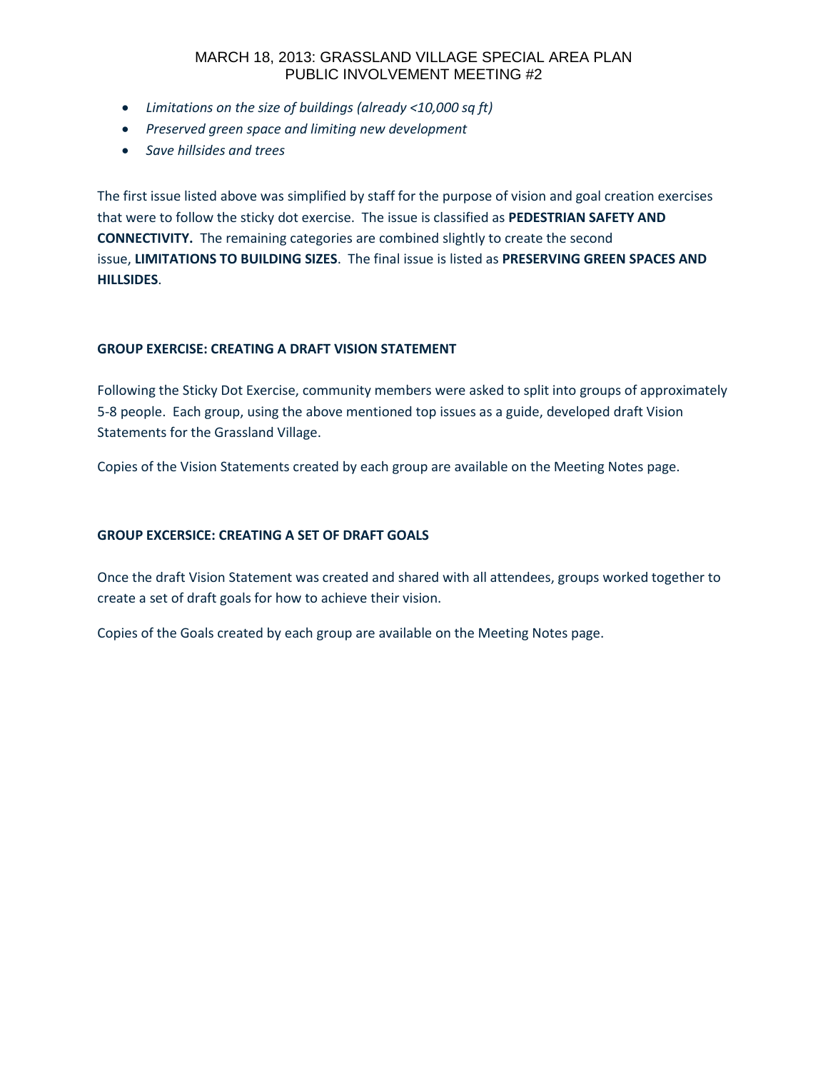- *Limitations on the size of buildings (already <10,000 sq ft)*
- *Preserved green space and limiting new development*
- *Save hillsides and trees*

The first issue listed above was simplified by staff for the purpose of vision and goal creation exercises that were to follow the sticky dot exercise. The issue is classified as **PEDESTRIAN SAFETY AND CONNECTIVITY.** The remaining categories are combined slightly to create the second issue, **LIMITATIONS TO BUILDING SIZES**. The final issue is listed as **PRESERVING GREEN SPACES AND HILLSIDES**.

## GROUP EXERCISE: CREATING A DRAFT VISION STATEMENT

Following the Sticky Dot Exercise, community members were asked to split into groups of approximately 5-8 people. Each group, using the above mentioned top issues as a guide, developed draft Vision Statements for the Grassland Village.

Copies of the Vision Statements created by each group are available on the Meeting Notes page.

## GROUP EXCERSICE: CREATING A SET OF DRAFT GOALS

Once the draft Vision Statement was created and shared with all attendees, groups worked together to create a set of draft goals for how to achieve their vision.

Copies of the Goals created by each group are available on the Meeting Notes page.